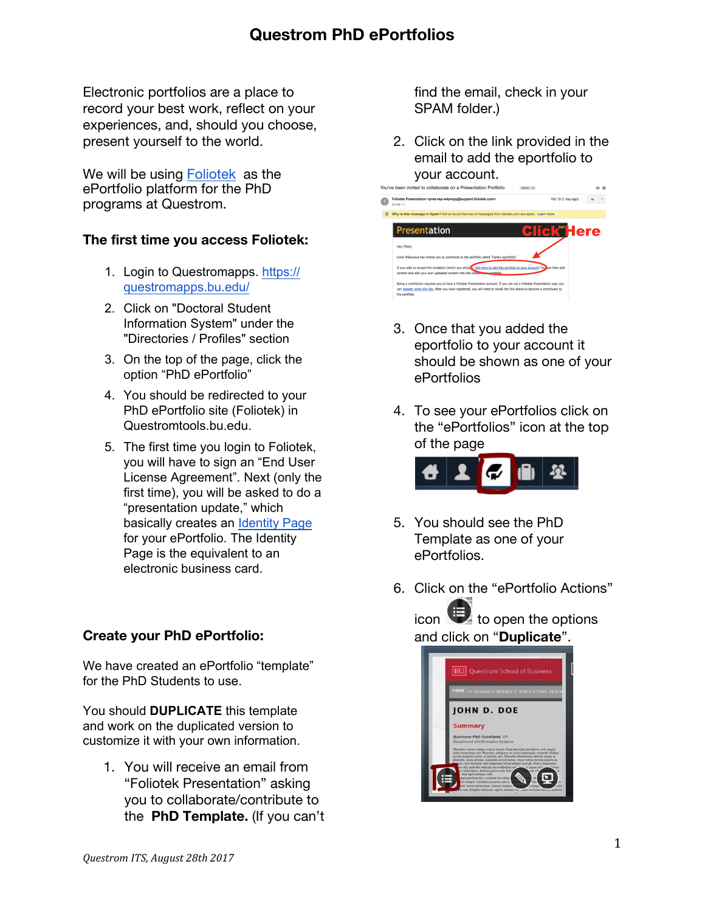# Questrom PhD ePortfolios

Electronic portfolios are a place to record your best work, reflect on your experiences, and, should you choose, present yourself to the world.

We will be using Foliotek as the ePortfolio platform for the PhD programs at Questrom.

### The first time you access Foliotek:

1. Login to Questromapps. https://questromapps.bu.edu/
2. Click on "Doctoral Student Information System" under the "Directories / Profiles" section
3. On the top of the page, click the option "PhD ePortfolio"
4. You should be redirected to your PhD ePortfolio site (Foliotek) in Questromtools.bu.edu.
5. The first time you login to Foliotek, you will have to sign an "End User License Agreement". Next (only the first time), you will be asked to do a "presentation update," which basically creates an Identity Page for your ePortfolio. The Identity Page is the equivalent to an electronic business card.

### Create your PhD ePortfolio:

We have created an ePortfolio "template" for the PhD Students to use.

You should **DUPLICATE** this template and work on the duplicated version to customize it with your own information.

1. You will receive an email from "Foliotek Presentation" asking you to collaborate/contribute to the **PhD Template.** (If you can't find the email, check in your SPAM folder.)
2. Click on the link provided in the email to add the eportfolio to your account.
3. Once that you added the eportfolio to your account it should be shown as one of your ePortfolios
4. To see your ePortfolios click on the "ePortfolios" icon at the top of the page
5. You should see the PhD Template as one of your ePortfolios.
6. Click on the "ePortfolio Actions" icon to open the options and click on "**Duplicate**".

*Questrom ITS, August 28th 2017*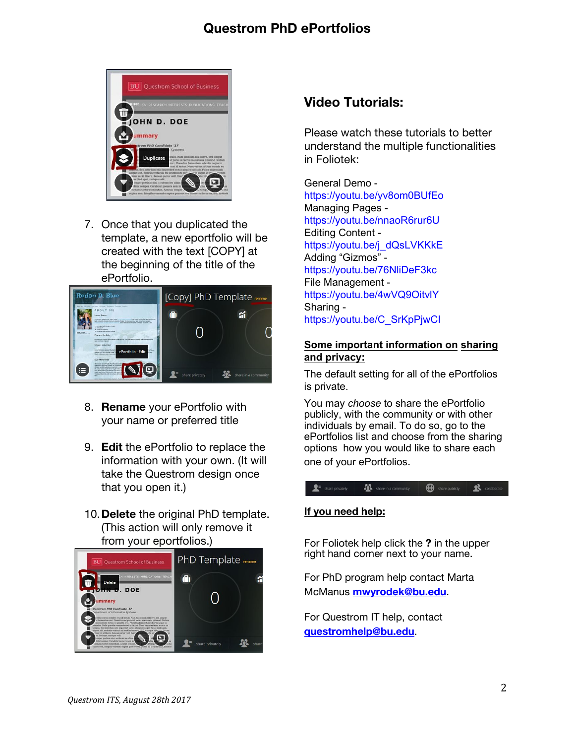# Questrom PhD ePortfolios

7. Once that you duplicated the template, a new eportfolio will be created with the text [COPY] at the beginning of the title of the ePortfolio.

8. **Rename** your ePortfolio with your name or preferred title

9. **Edit** the ePortfolio to replace the information with your own. (It will take the Questrom design once that you open it.)

10. **Delete** the original PhD template. (This action will only remove it from your eportfolios.)

## Video Tutorials:

Please watch these tutorials to better understand the multiple functionalities in Foliotek:

General Demo - https://youtu.be/yv8om0BUfEo
Managing Pages - https://youtu.be/nnaoR6rur6U
Editing Content - https://youtu.be/j_dQsLVKKkE
Adding "Gizmos" - https://youtu.be/76NliDeF3kc
File Management - https://youtu.be/4wVQ9OitvlY
Sharing - https://youtu.be/C_SrKpPjwCI

**Some important information on sharing and privacy:**

The default setting for all of the ePortfolios is private.

You may *choose* to share the ePortfolio publicly, with the community or with other individuals by email. To do so, go to the ePortfolios list and choose from the sharing options how you would like to share each one of your ePortfolios.

**If you need help:**

For Foliotek help click the **?** in the upper right hand corner next to your name.

For PhD program help contact Marta McManus **mwyrodek@bu.edu**.

For Questrom IT help, contact **questromhelp@bu.edu**.

*Questrom ITS, August 28th 2017*